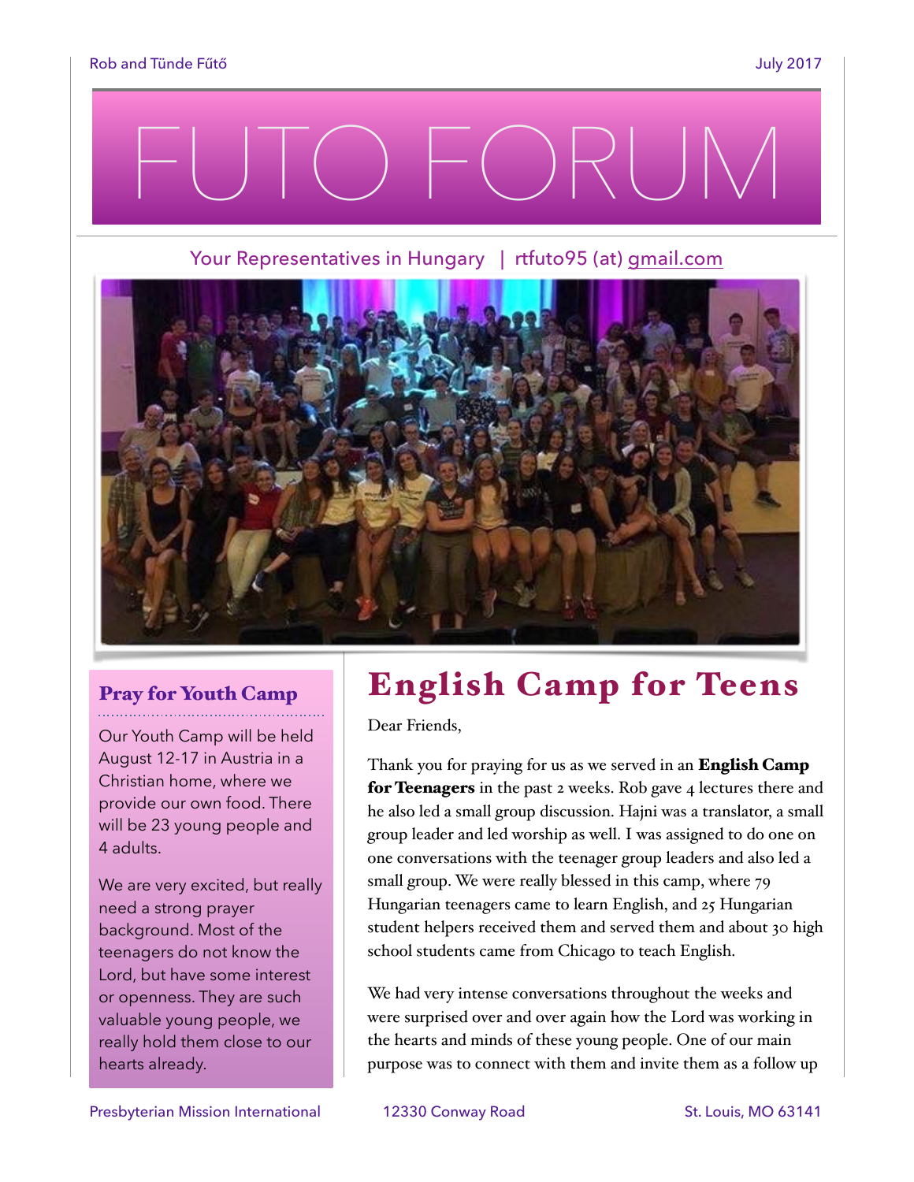Rob and Tünde Fűtő

July 2017

# FUTO FORUM

Your Representatives in Hungary | rtfuto95 (at) gmail.com

## Pray for Youth Camp

Our Youth Camp will be held August 12-17 in Austria in a Christian home, where we provide our own food. There will be 23 young people and 4 adults.

We are very excited, but really need a strong prayer background. Most of the teenagers do not know the Lord, but have some interest or openness. They are such valuable young people, we really hold them close to our hearts already.

## English Camp for Teens

Dear Friends,

Thank you for praying for us as we served in an **English Camp for Teenagers** in the past 2 weeks. Rob gave 4 lectures there and he also led a small group discussion. Hajni was a translator, a small group leader and led worship as well. I was assigned to do one on one conversations with the teenager group leaders and also led a small group. We were really blessed in this camp, where 79 Hungarian teenagers came to learn English, and 25 Hungarian student helpers received them and served them and about 30 high school students came from Chicago to teach English.

We had very intense conversations throughout the weeks and were surprised over and over again how the Lord was working in the hearts and minds of these young people. One of our main purpose was to connect with them and invite them as a follow up

Presbyterian Mission International 12330 Conway Road St. Louis, MO 63141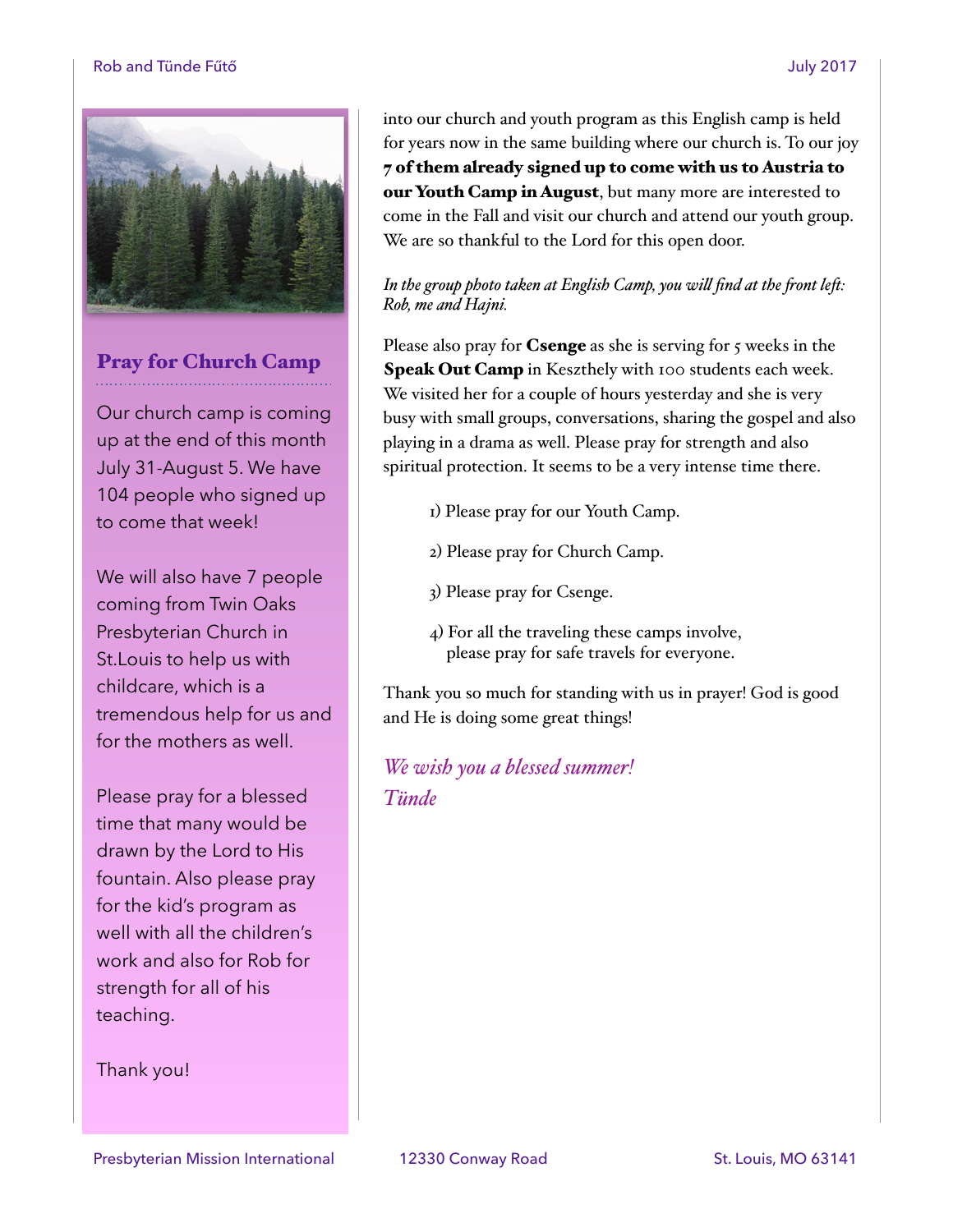## Pray for Church Camp

Our church camp is coming up at the end of this month July 31-August 5. We have 104 people who signed up to come that week!

We will also have 7 people coming from Twin Oaks Presbyterian Church in St.Louis to help us with childcare, which is a tremendous help for us and for the mothers as well.

Please pray for a blessed time that many would be drawn by the Lord to His fountain. Also please pray for the kid's program as well with all the children's work and also for Rob for strength for all of his teaching.

Thank you!

into our church and youth program as this English camp is held for years now in the same building where our church is. To our joy **7 of them already signed up to come with us to Austria to our Youth Camp in August**, but many more are interested to come in the Fall and visit our church and attend our youth group. We are so thankful to the Lord for this open door.

*In the group photo taken at English Camp, you will find at the front left: Rob, me and Hajni.*

Please also pray for **Csenge** as she is serving for 5 weeks in the **Speak Out Camp** in Keszthely with 100 students each week. We visited her for a couple of hours yesterday and she is very busy with small groups, conversations, sharing the gospel and also playing in a drama as well. Please pray for strength and also spiritual protection. It seems to be a very intense time there.

1) Please pray for our Youth Camp.

2) Please pray for Church Camp.

3) Please pray for Csenge.

4) For all the traveling these camps involve, please pray for safe travels for everyone.

Thank you so much for standing with us in prayer! God is good and He is doing some great things!

*We wish you a blessed summer!*
*Tünde*